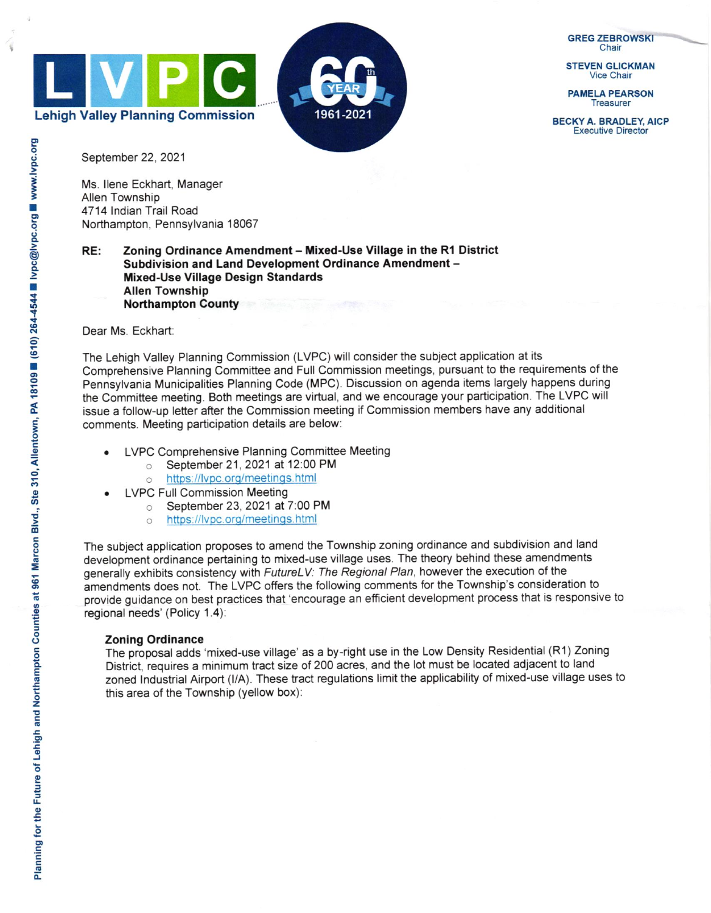**LVPC**
**Lehigh Valley Planning Commission**

60th YEAR 1961-2021

**GREG ZEBROWSKI**
Chair

**STEVEN GLICKMAN**
Vice Chair

**PAMELA PEARSON**
Treasurer

**BECKY A. BRADLEY, AICP**
Executive Director

September 22, 2021

Ms. Ilene Eckhart, Manager
Allen Township
4714 Indian Trail Road
Northampton, Pennsylvania 18067

**RE: Zoning Ordinance Amendment – Mixed-Use Village in the R1 District**
**Subdivision and Land Development Ordinance Amendment –**
**Mixed-Use Village Design Standards**
**Allen Township**
**Northampton County**

Dear Ms. Eckhart:

The Lehigh Valley Planning Commission (LVPC) will consider the subject application at its Comprehensive Planning Committee and Full Commission meetings, pursuant to the requirements of the Pennsylvania Municipalities Planning Code (MPC). Discussion on agenda items largely happens during the Committee meeting. Both meetings are virtual, and we encourage your participation. The LVPC will issue a follow-up letter after the Commission meeting if Commission members have any additional comments. Meeting participation details are below:

- LVPC Comprehensive Planning Committee Meeting
  - September 21, 2021 at 12:00 PM
  - https://lvpc.org/meetings.html
- LVPC Full Commission Meeting
  - September 23, 2021 at 7:00 PM
  - https://lvpc.org/meetings.html

The subject application proposes to amend the Township zoning ordinance and subdivision and land development ordinance pertaining to mixed-use village uses. The theory behind these amendments generally exhibits consistency with *FutureLV: The Regional Plan*, however the execution of the amendments does not. The LVPC offers the following comments for the Township's consideration to provide guidance on best practices that 'encourage an efficient development process that is responsive to regional needs' (Policy 1.4):

### Zoning Ordinance

The proposal adds 'mixed-use village' as a by-right use in the Low Density Residential (R1) Zoning District, requires a minimum tract size of 200 acres, and the lot must be located adjacent to land zoned Industrial Airport (I/A). These tract regulations limit the applicability of mixed-use village uses to this area of the Township (yellow box):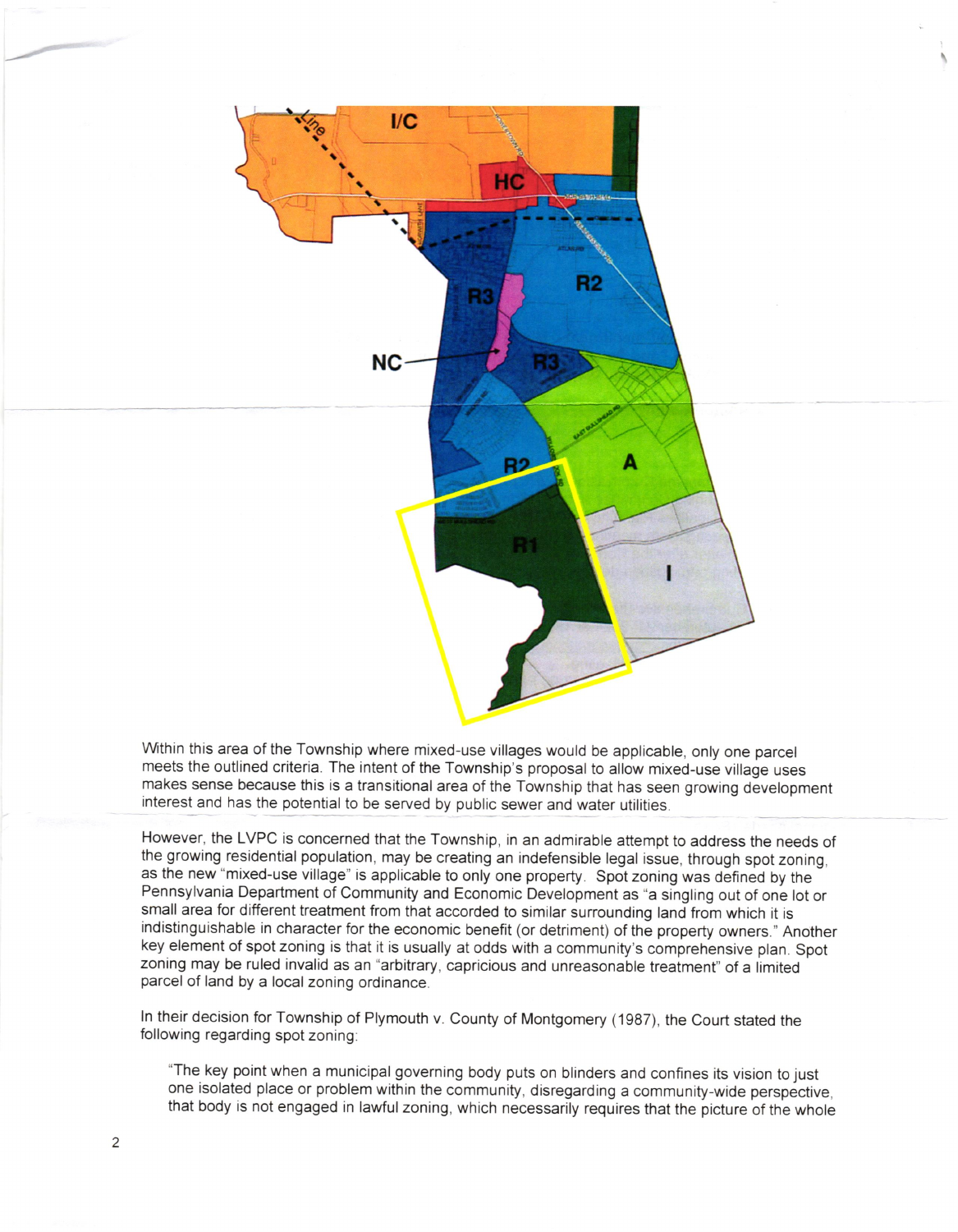I/C

HC

R3

R2

NC

R3

A

R2

R1

I

Within this area of the Township where mixed-use villages would be applicable, only one parcel meets the outlined criteria. The intent of the Township's proposal to allow mixed-use village uses makes sense because this is a transitional area of the Township that has seen growing development interest and has the potential to be served by public sewer and water utilities.

However, the LVPC is concerned that the Township, in an admirable attempt to address the needs of the growing residential population, may be creating an indefensible legal issue, through spot zoning, as the new "mixed-use village" is applicable to only one property. Spot zoning was defined by the Pennsylvania Department of Community and Economic Development as "a singling out of one lot or small area for different treatment from that accorded to similar surrounding land from which it is indistinguishable in character for the economic benefit (or detriment) of the property owners." Another key element of spot zoning is that it is usually at odds with a community's comprehensive plan. Spot zoning may be ruled invalid as an "arbitrary, capricious and unreasonable treatment" of a limited parcel of land by a local zoning ordinance.

In their decision for Township of Plymouth v. County of Montgomery (1987), the Court stated the following regarding spot zoning:

> "The key point when a municipal governing body puts on blinders and confines its vision to just one isolated place or problem within the community, disregarding a community-wide perspective, that body is not engaged in lawful zoning, which necessarily requires that the picture of the whole